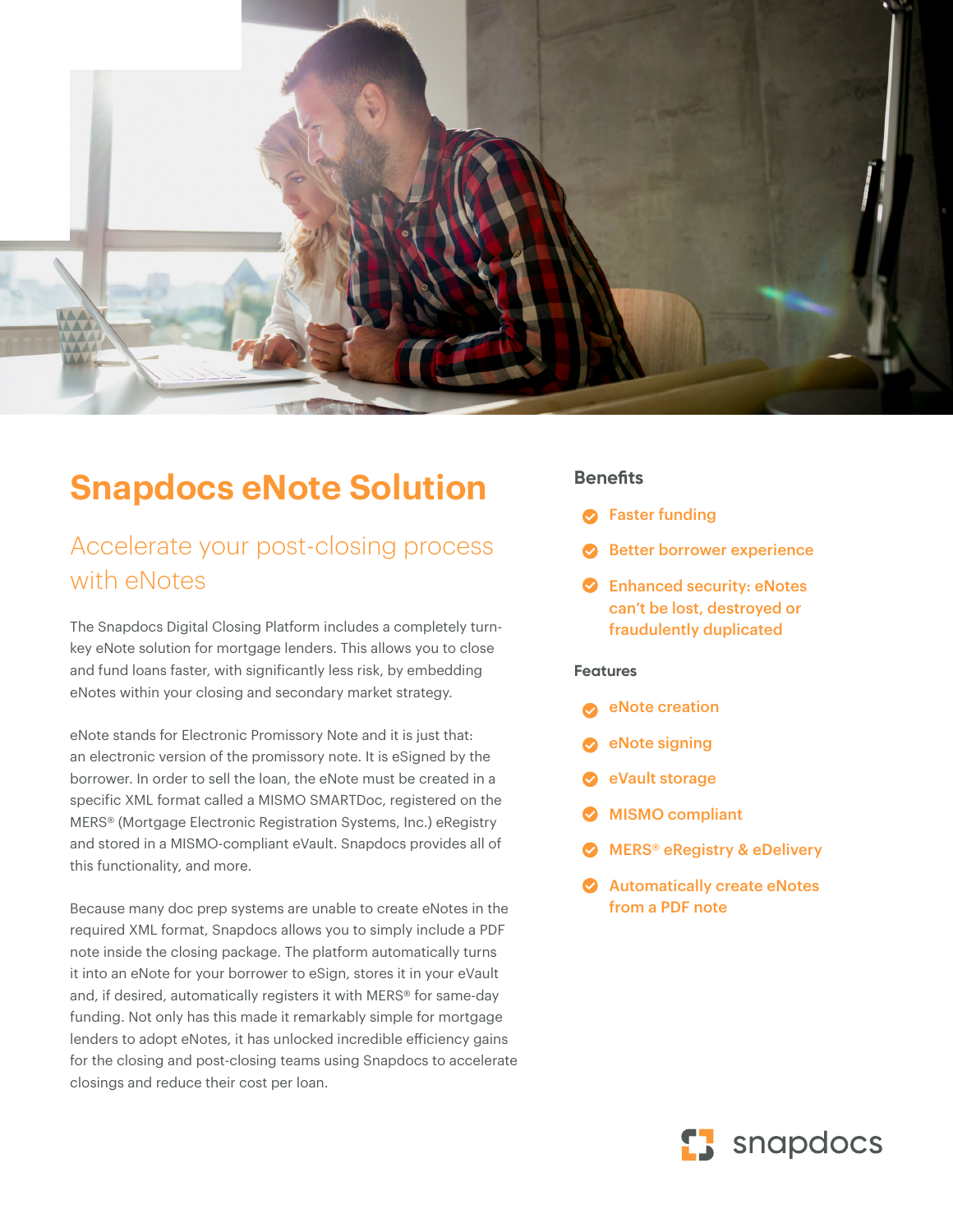# Snapdocs eNote Solution

## Accelerate your post-closing process with eNotes

The Snapdocs Digital Closing Platform includes a completely turn-key eNote solution for mortgage lenders. This allows you to close and fund loans faster, with significantly less risk, by embedding eNotes within your closing and secondary market strategy.

eNote stands for Electronic Promissory Note and it is just that: an electronic version of the promissory note. It is eSigned by the borrower. In order to sell the loan, the eNote must be created in a specific XML format called a MISMO SMARTDoc, registered on the MERS® (Mortgage Electronic Registration Systems, Inc.) eRegistry and stored in a MISMO-compliant eVault. Snapdocs provides all of this functionality, and more.

Because many doc prep systems are unable to create eNotes in the required XML format, Snapdocs allows you to simply include a PDF note inside the closing package. The platform automatically turns it into an eNote for your borrower to eSign, stores it in your eVault and, if desired, automatically registers it with MERS® for same-day funding. Not only has this made it remarkably simple for mortgage lenders to adopt eNotes, it has unlocked incredible efficiency gains for the closing and post-closing teams using Snapdocs to accelerate closings and reduce their cost per loan.

### Benefits

- Faster funding
- Better borrower experience
- Enhanced security: eNotes can't be lost, destroyed or fraudulently duplicated

### Features

- eNote creation
- eNote signing
- eVault storage
- MISMO compliant
- MERS® eRegistry & eDelivery
- Automatically create eNotes from a PDF note

snapdocs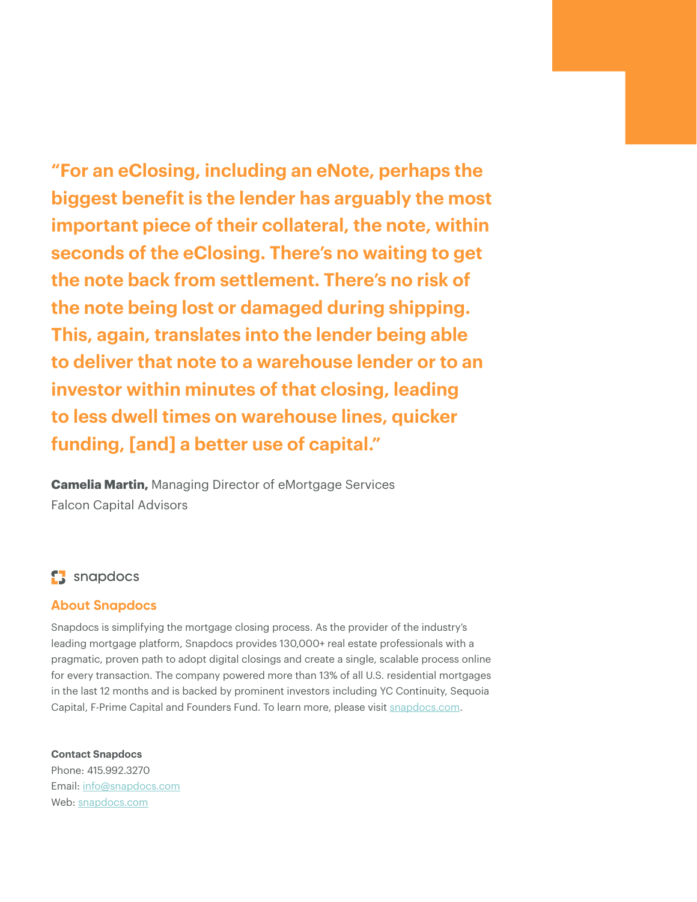> **"For an eClosing, including an eNote, perhaps the biggest benefit is the lender has arguably the most important piece of their collateral, the note, within seconds of the eClosing. There's no waiting to get the note back from settlement. There's no risk of the note being lost or damaged during shipping. This, again, translates into the lender being able to deliver that note to a warehouse lender or to an investor within minutes of that closing, leading to less dwell times on warehouse lines, quicker funding, [and] a better use of capital."**

**Camelia Martin,** Managing Director of eMortgage Services
Falcon Capital Advisors

snapdocs

## About Snapdocs

Snapdocs is simplifying the mortgage closing process. As the provider of the industry's leading mortgage platform, Snapdocs provides 130,000+ real estate professionals with a pragmatic, proven path to adopt digital closings and create a single, scalable process online for every transaction. The company powered more than 13% of all U.S. residential mortgages in the last 12 months and is backed by prominent investors including YC Continuity, Sequoia Capital, F-Prime Capital and Founders Fund. To learn more, please visit snapdocs.com.

**Contact Snapdocs**
Phone: 415.992.3270
Email: info@snapdocs.com
Web: snapdocs.com